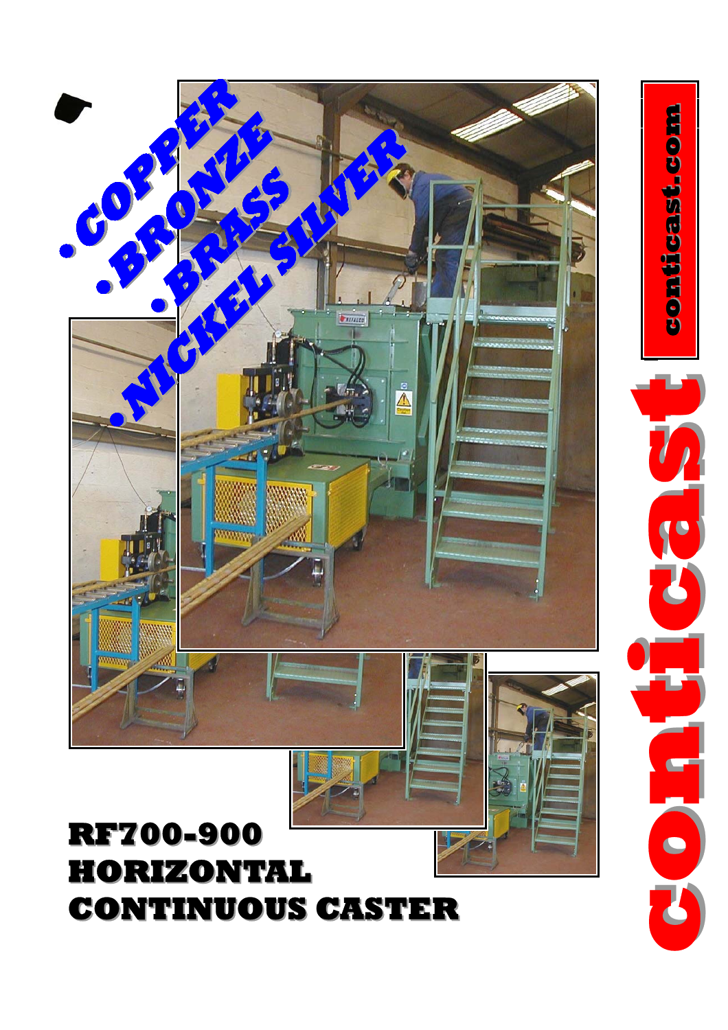- COPPER
- BRONZE
- BRASS
- NICKEL SILVER

conticast.com

conticast

# RF700-900 HORIZONTAL CONTINUOUS CASTER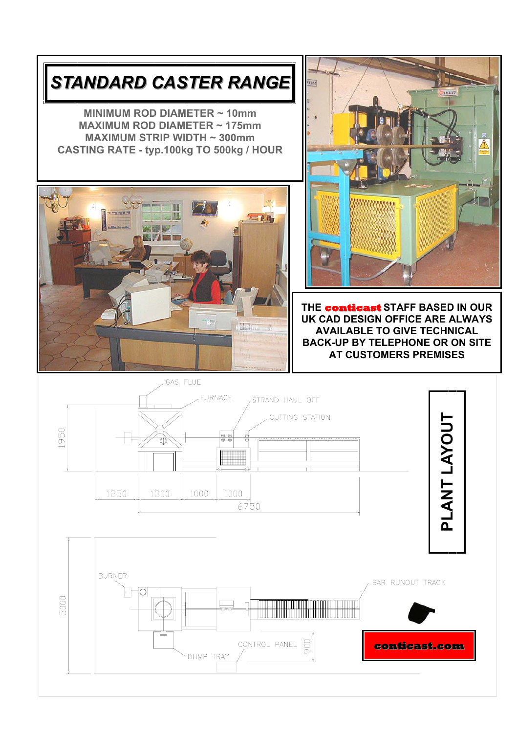# STANDARD CASTER RANGE

**MINIMUM ROD DIAMETER ~ 10mm**
**MAXIMUM ROD DIAMETER ~ 175mm**
**MAXIMUM STRIP WIDTH ~ 300mm**
**CASTING RATE - typ.100kg TO 500kg / HOUR**

**THE conticast STAFF BASED IN OUR UK CAD DESIGN OFFICE ARE ALWAYS AVAILABLE TO GIVE TECHNICAL BACK-UP BY TELEPHONE OR ON SITE AT CUSTOMERS PREMISES**

## PLANT LAYOUT

GAS FLUE
FURNACE
STRAND HAUL OFF
CUTTING STATION

1950

1250 1300 1000 1000
6750

BURNER
BAR RUNOUT TRACK
5000
CONTROL PANEL
900
DUMP TRAY

**conticast.com**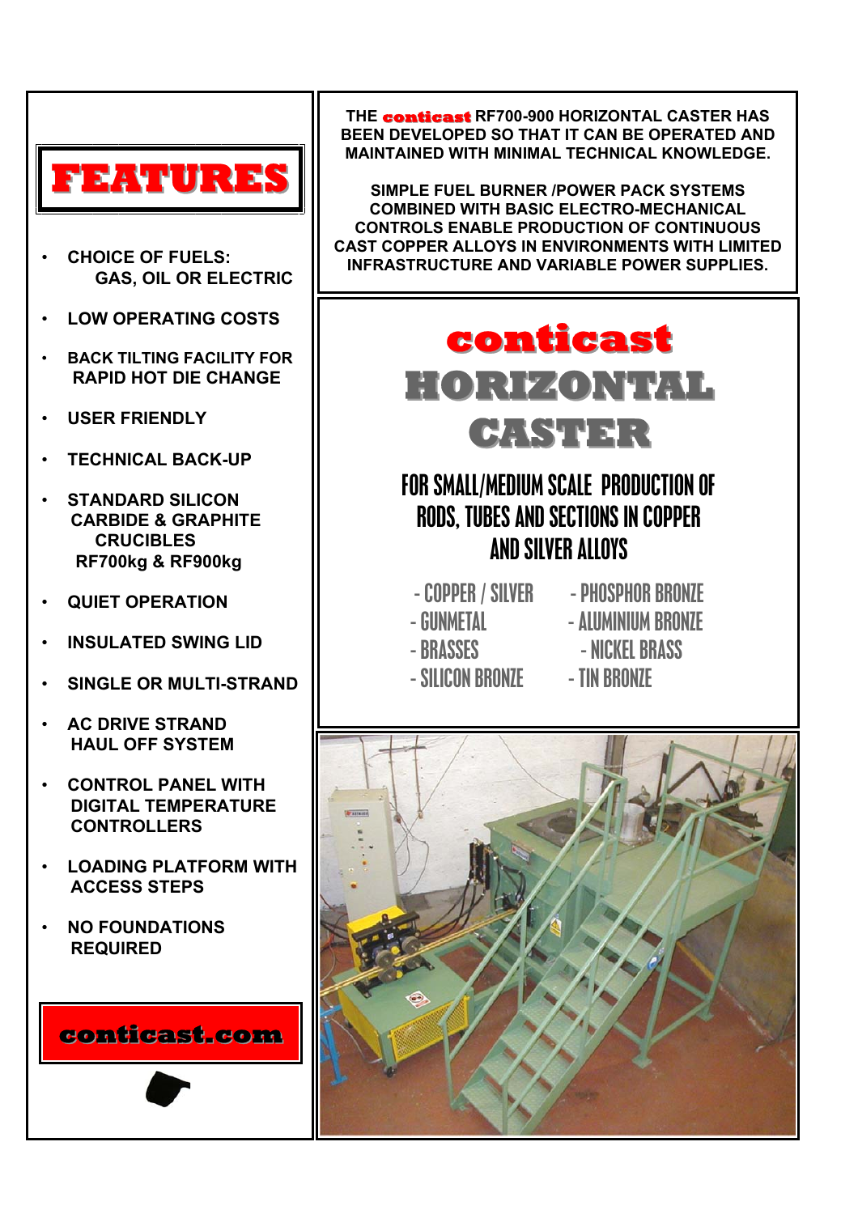# FEATURES

- CHOICE OF FUELS: GAS, OIL OR ELECTRIC
- LOW OPERATING COSTS
- BACK TILTING FACILITY FOR RAPID HOT DIE CHANGE
- USER FRIENDLY
- TECHNICAL BACK-UP
- STANDARD SILICON CARBIDE & GRAPHITE CRUCIBLES RF700kg & RF900kg
- QUIET OPERATION
- INSULATED SWING LID
- SINGLE OR MULTI-STRAND
- AC DRIVE STRAND HAUL OFF SYSTEM
- CONTROL PANEL WITH DIGITAL TEMPERATURE CONTROLLERS
- LOADING PLATFORM WITH ACCESS STEPS
- NO FOUNDATIONS REQUIRED

**conticast.com**

THE **conticast** RF700-900 HORIZONTAL CASTER HAS BEEN DEVELOPED SO THAT IT CAN BE OPERATED AND MAINTAINED WITH MINIMAL TECHNICAL KNOWLEDGE.

SIMPLE FUEL BURNER /POWER PACK SYSTEMS COMBINED WITH BASIC ELECTRO-MECHANICAL CONTROLS ENABLE PRODUCTION OF CONTINUOUS CAST COPPER ALLOYS IN ENVIRONMENTS WITH LIMITED INFRASTRUCTURE AND VARIABLE POWER SUPPLIES.

# conticast HORIZONTAL CASTER

## FOR SMALL/MEDIUM SCALE PRODUCTION OF RODS, TUBES AND SECTIONS IN COPPER AND SILVER ALLOYS

- COPPER / SILVER
- GUNMETAL
- BRASSES
- SILICON BRONZE
- PHOSPHOR BRONZE
- ALUMINIUM BRONZE
- NICKEL BRASS
- TIN BRONZE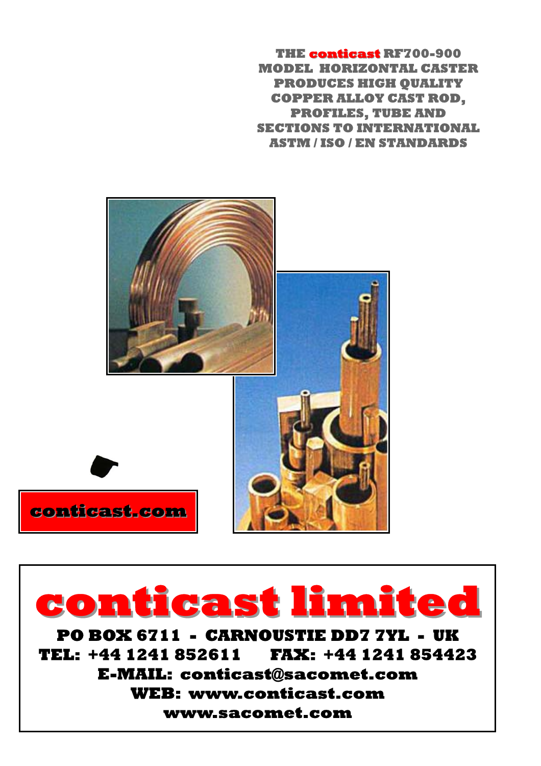**THE conticast RF700-900 MODEL HORIZONTAL CASTER PRODUCES HIGH QUALITY COPPER ALLOY CAST ROD, PROFILES, TUBE AND SECTIONS TO INTERNATIONAL ASTM / ISO / EN STANDARDS**

**conticast.com**

# conticast limited

**PO BOX 6711 - CARNOUSTIE DD7 7YL - UK**

**TEL: +44 1241 852611 FAX: +44 1241 854423**

**E-MAIL: conticast@sacomet.com**

**WEB: www.conticast.com**

**www.sacomet.com**